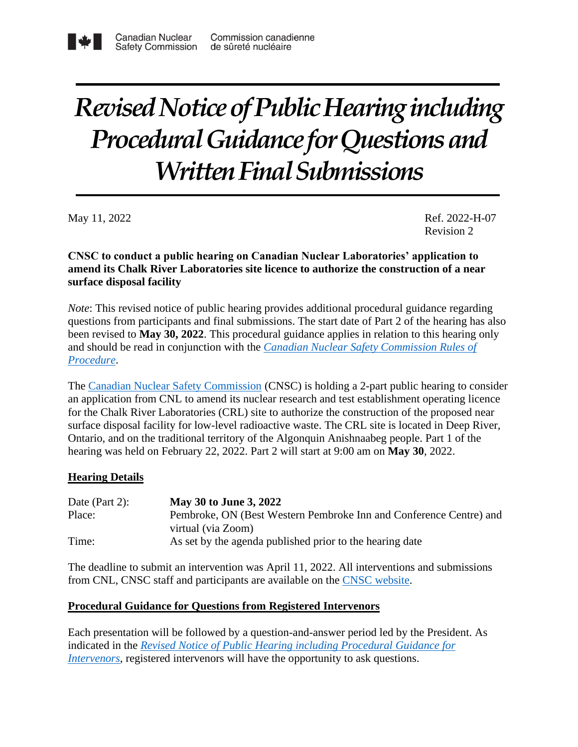Canadian Nuclear Safety Commission | Commission canadienne de sûreté nucléaire

# *Revised Notice of Public Hearing including Procedural Guidance for Questions and Written Final Submissions*

May 11, 2022

Ref. 2022-H-07
Revision 2

**CNSC to conduct a public hearing on Canadian Nuclear Laboratories' application to amend its Chalk River Laboratories site licence to authorize the construction of a near surface disposal facility**

*Note*: This revised notice of public hearing provides additional procedural guidance regarding questions from participants and final submissions. The start date of Part 2 of the hearing has also been revised to **May 30, 2022**. This procedural guidance applies in relation to this hearing only and should be read in conjunction with the *Canadian Nuclear Safety Commission Rules of Procedure*.

The Canadian Nuclear Safety Commission (CNSC) is holding a 2-part public hearing to consider an application from CNL to amend its nuclear research and test establishment operating licence for the Chalk River Laboratories (CRL) site to authorize the construction of the proposed near surface disposal facility for low-level radioactive waste. The CRL site is located in Deep River, Ontario, and on the traditional territory of the Algonquin Anishnaabeg people. Part 1 of the hearing was held on February 22, 2022. Part 2 will start at 9:00 am on **May 30**, 2022.

## Hearing Details

| | |
|---|---|
| Date (Part 2): | **May 30 to June 3, 2022** |
| Place: | Pembroke, ON (Best Western Pembroke Inn and Conference Centre) and virtual (via Zoom) |
| Time: | As set by the agenda published prior to the hearing date |

The deadline to submit an intervention was April 11, 2022. All interventions and submissions from CNL, CNSC staff and participants are available on the CNSC website.

## Procedural Guidance for Questions from Registered Intervenors

Each presentation will be followed by a question-and-answer period led by the President. As indicated in the *Revised Notice of Public Hearing including Procedural Guidance for Intervenors*, registered intervenors will have the opportunity to ask questions.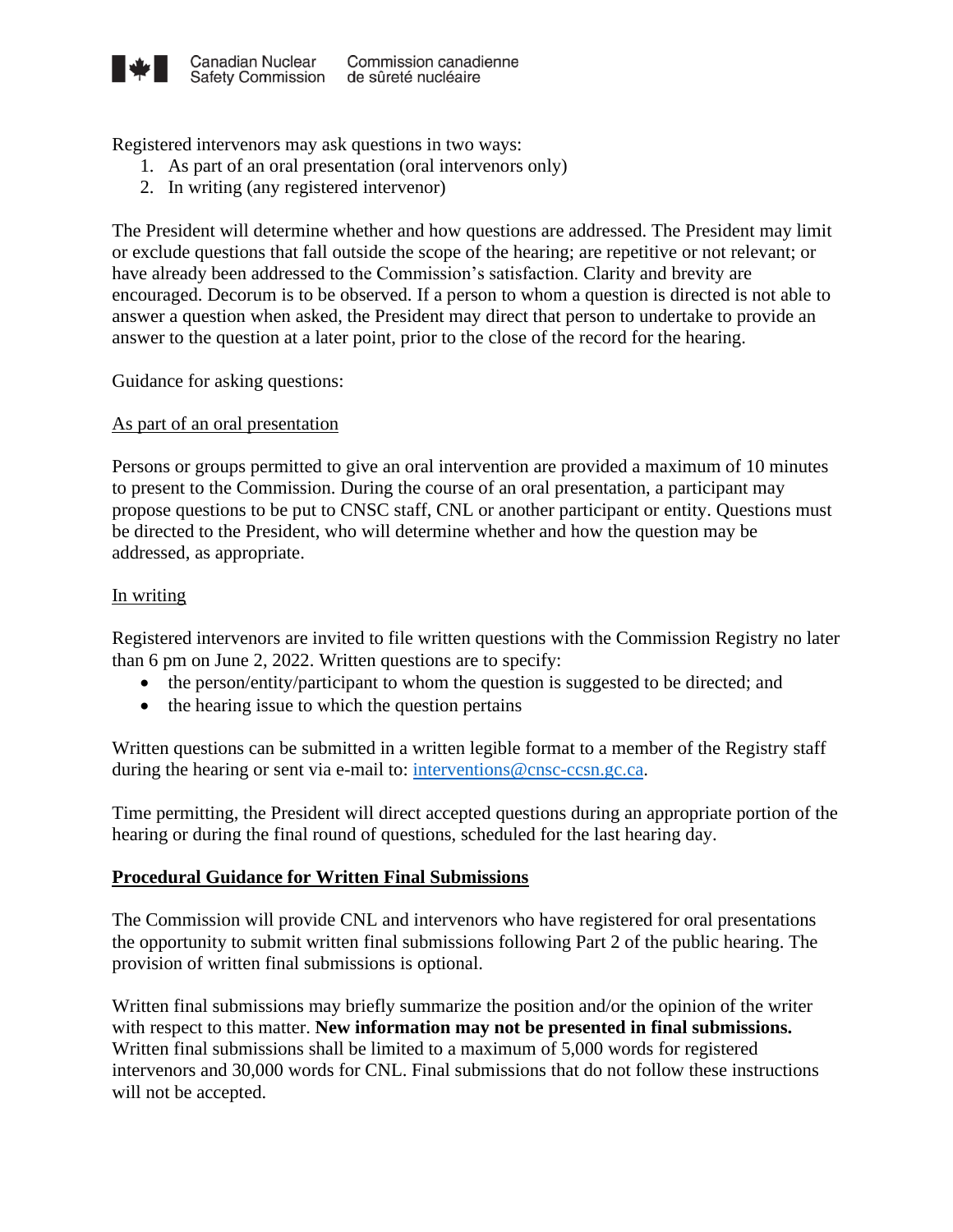Registered intervenors may ask questions in two ways:

1. As part of an oral presentation (oral intervenors only)
2. In writing (any registered intervenor)

The President will determine whether and how questions are addressed. The President may limit or exclude questions that fall outside the scope of the hearing; are repetitive or not relevant; or have already been addressed to the Commission's satisfaction. Clarity and brevity are encouraged. Decorum is to be observed. If a person to whom a question is directed is not able to answer a question when asked, the President may direct that person to undertake to provide an answer to the question at a later point, prior to the close of the record for the hearing.

Guidance for asking questions:

As part of an oral presentation

Persons or groups permitted to give an oral intervention are provided a maximum of 10 minutes to present to the Commission. During the course of an oral presentation, a participant may propose questions to be put to CNSC staff, CNL or another participant or entity. Questions must be directed to the President, who will determine whether and how the question may be addressed, as appropriate.

In writing

Registered intervenors are invited to file written questions with the Commission Registry no later than 6 pm on June 2, 2022. Written questions are to specify:

- the person/entity/participant to whom the question is suggested to be directed; and
- the hearing issue to which the question pertains

Written questions can be submitted in a written legible format to a member of the Registry staff during the hearing or sent via e-mail to: [interventions@cnsc-ccsn.gc.ca](mailto:interventions@cnsc-ccsn.gc.ca).

Time permitting, the President will direct accepted questions during an appropriate portion of the hearing or during the final round of questions, scheduled for the last hearing day.

## Procedural Guidance for Written Final Submissions

The Commission will provide CNL and intervenors who have registered for oral presentations the opportunity to submit written final submissions following Part 2 of the public hearing. The provision of written final submissions is optional.

Written final submissions may briefly summarize the position and/or the opinion of the writer with respect to this matter. **New information may not be presented in final submissions.** Written final submissions shall be limited to a maximum of 5,000 words for registered intervenors and 30,000 words for CNL. Final submissions that do not follow these instructions will not be accepted.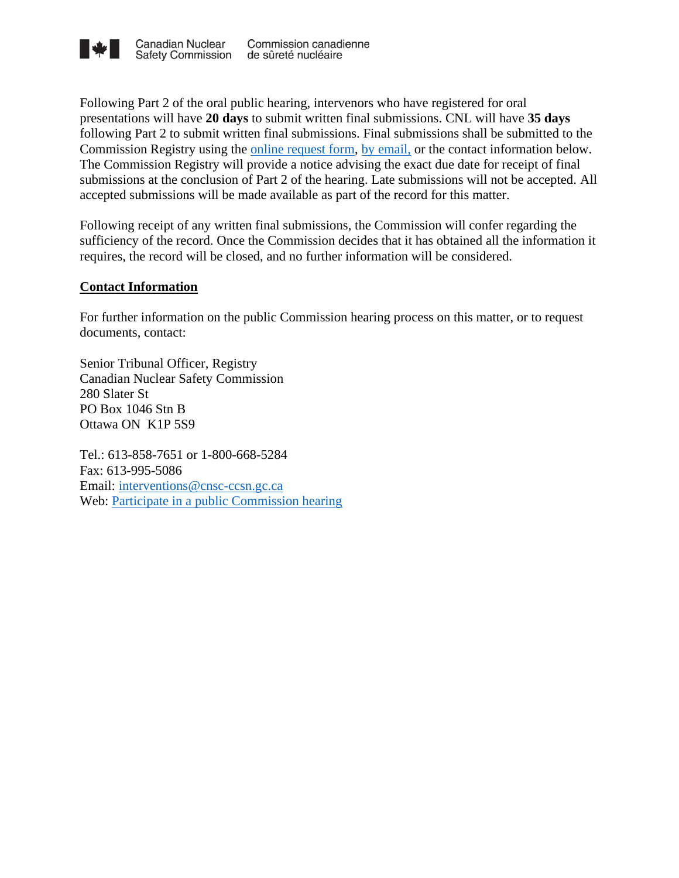Following Part 2 of the oral public hearing, intervenors who have registered for oral presentations will have **20 days** to submit written final submissions. CNL will have **35 days** following Part 2 to submit written final submissions. Final submissions shall be submitted to the Commission Registry using the online request form, by email, or the contact information below. The Commission Registry will provide a notice advising the exact due date for receipt of final submissions at the conclusion of Part 2 of the hearing. Late submissions will not be accepted. All accepted submissions will be made available as part of the record for this matter.

Following receipt of any written final submissions, the Commission will confer regarding the sufficiency of the record. Once the Commission decides that it has obtained all the information it requires, the record will be closed, and no further information will be considered.

## Contact Information

For further information on the public Commission hearing process on this matter, or to request documents, contact:

Senior Tribunal Officer, Registry
Canadian Nuclear Safety Commission
280 Slater St
PO Box 1046 Stn B
Ottawa ON K1P 5S9

Tel.: 613-858-7651 or 1-800-668-5284
Fax: 613-995-5086
Email: interventions@cnsc-ccsn.gc.ca
Web: Participate in a public Commission hearing